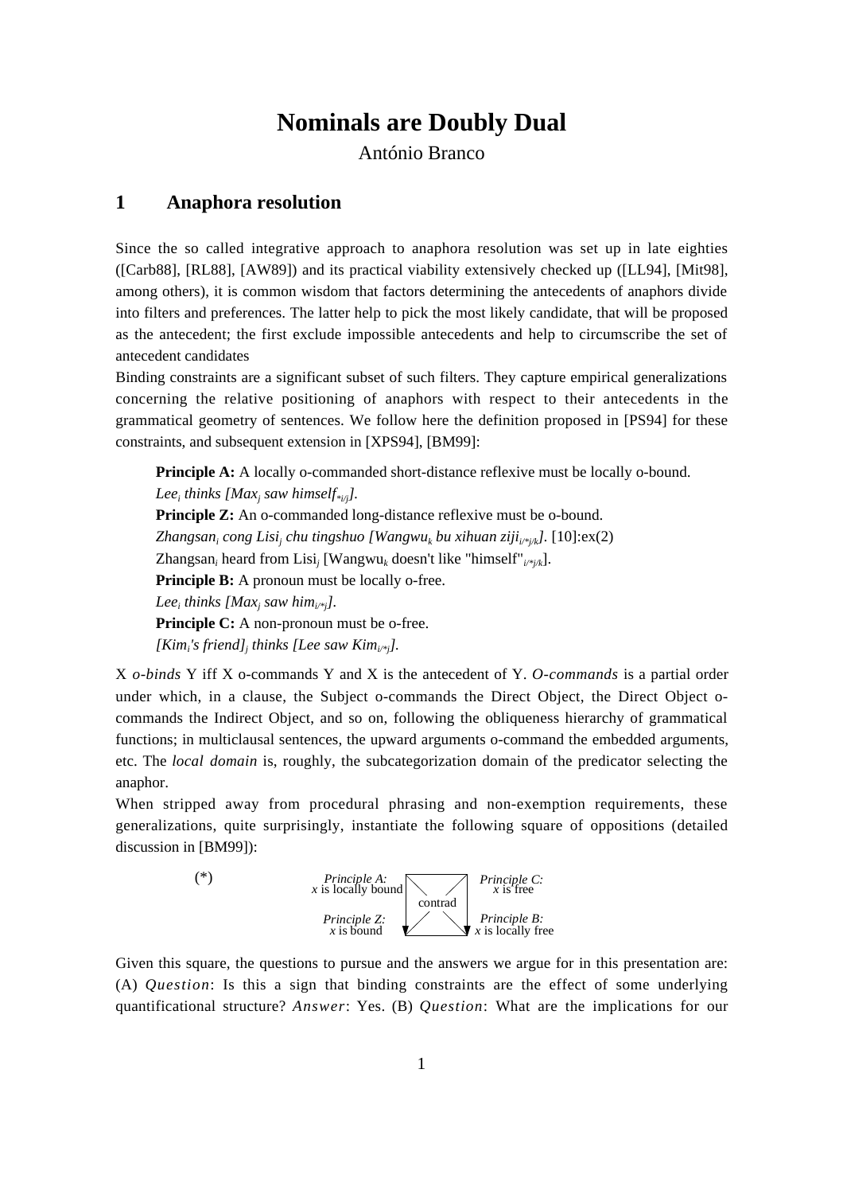# Nominals are Doubly Dual

António Branco

## 1 Anaphora resolution

Since the so called integrative approach to anaphora resolution was set up in late eighties ([Carb88], [RL88], [AW89]) and its practical viability extensively checked up ([LL94], [Mit98], among others), it is common wisdom that factors determining the antecedents of anaphors divide into filters and preferences. The latter help to pick the most likely candidate, that will be proposed as the antecedent; the first exclude impossible antecedents and help to circumscribe the set of antecedent candidates

Binding constraints are a significant subset of such filters. They capture empirical generalizations concerning the relative positioning of anaphors with respect to their antecedents in the grammatical geometry of sentences. We follow here the definition proposed in [PS94] for these constraints, and subsequent extension in [XPS94], [BM99]:

> **Principle A:** A locally o-commanded short-distance reflexive must be locally o-bound.
> *Lee$_i$ thinks [Max$_j$ saw himself$_{*i/j}$].*
> **Principle Z:** An o-commanded long-distance reflexive must be o-bound.
> *Zhangsan$_i$ cong Lisi$_j$ chu tingshuo [Wangwu$_k$ bu xihuan ziji$_{i/*j/k}$].* [10]:ex(2)
> Zhangsan$_i$ heard from Lisi$_j$ [Wangwu$_k$ doesn't like "himself"$_{i/*j/k}$].
> **Principle B:** A pronoun must be locally o-free.
> *Lee$_i$ thinks [Max$_j$ saw him$_{i/*j}$].*
> **Principle C:** A non-pronoun must be o-free.
> *[Kim$_i$'s friend]$_j$ thinks [Lee saw Kim$_{i/*j}$].*

X *o-binds* Y iff X o-commands Y and X is the antecedent of Y. *O-commands* is a partial order under which, in a clause, the Subject o-commands the Direct Object, the Direct Object o-commands the Indirect Object, and so on, following the obliqueness hierarchy of grammatical functions; in multiclausal sentences, the upward arguments o-command the embedded arguments, etc. The *local domain* is, roughly, the subcategorization domain of the predicator selecting the anaphor.

When stripped away from procedural phrasing and non-exemption requirements, these generalizations, quite surprisingly, instantiate the following square of oppositions (detailed discussion in [BM99]):

(*)

*Principle A:* $x$ is locally bound
*Principle C:* $x$ is free
contrad
*Principle Z:* $x$ is bound
*Principle B:* $x$ is locally free

Given this square, the questions to pursue and the answers we argue for in this presentation are: (A) *Question*: Is this a sign that binding constraints are the effect of some underlying quantificational structure? *Answer*: Yes. (B) *Question*: What are the implications for our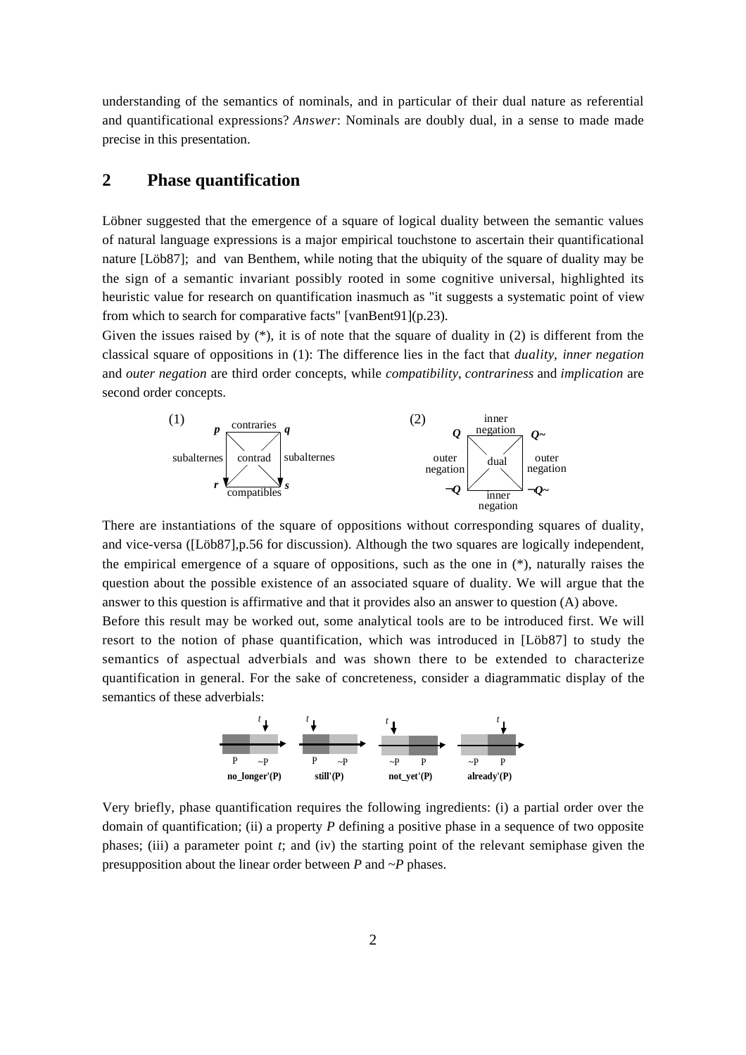understanding of the semantics of nominals, and in particular of their dual nature as referential and quantificational expressions? *Answer*: Nominals are doubly dual, in a sense to made made precise in this presentation.

## 2 Phase quantification

Löbner suggested that the emergence of a square of logical duality between the semantic values of natural language expressions is a major empirical touchstone to ascertain their quantificational nature [Löb87]; and van Benthem, while noting that the ubiquity of the square of duality may be the sign of a semantic invariant possibly rooted in some cognitive universal, highlighted its heuristic value for research on quantification inasmuch as "it suggests a systematic point of view from which to search for comparative facts" [vanBent91](p.23).

Given the issues raised by (*), it is of note that the square of duality in (2) is different from the classical square of oppositions in (1): The difference lies in the fact that *duality*, *inner negation* and *outer negation* are third order concepts, while *compatibility*, *contrariness* and *implication* are second order concepts.

(1)
p contraries q
subalternes contrad subalternes
r compatibles s

(2)
inner negation
Q Q~
outer negation dual outer negation
¬Q ¬Q~
inner negation

There are instantiations of the square of oppositions without corresponding squares of duality, and vice-versa ([Löb87],p.56 for discussion). Although the two squares are logically independent, the empirical emergence of a square of oppositions, such as the one in (*), naturally raises the question about the possible existence of an associated square of duality. We will argue that the answer to this question is affirmative and that it provides also an answer to question (A) above.

Before this result may be worked out, some analytical tools are to be introduced first. We will resort to the notion of phase quantification, which was introduced in [Löb87] to study the semantics of aspectual adverbials and was shown there to be extended to characterize quantification in general. For the sake of concreteness, consider a diagrammatic display of the semantics of these adverbials:

t t t t
P ~P P ~P ~P P ~P P
no_longer'(P) still'(P) not_yet'(P) already'(P)

Very briefly, phase quantification requires the following ingredients: (i) a partial order over the domain of quantification; (ii) a property *P* defining a positive phase in a sequence of two opposite phases; (iii) a parameter point *t*; and (iv) the starting point of the relevant semiphase given the presupposition about the linear order between *P* and ~*P* phases.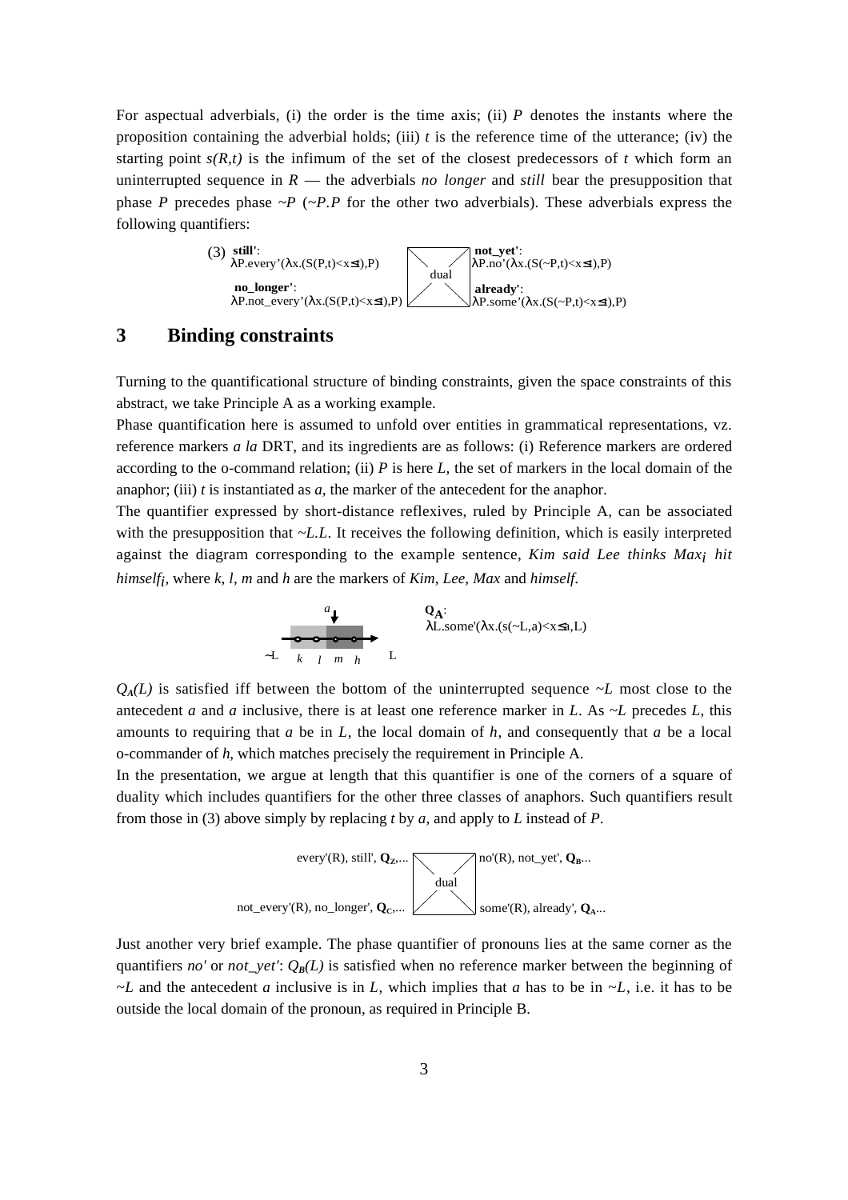For aspectual adverbials, (i) the order is the time axis; (ii) $P$ denotes the instants where the proposition containing the adverbial holds; (iii) $t$ is the reference time of the utterance; (iv) the starting point $s(R,t)$ is the infimum of the set of the closest predecessors of $t$ which form an uninterrupted sequence in $R$ — the adverbials *no longer* and *still* bear the presupposition that phase $P$ precedes phase $\sim P$ ($\sim P.P$ for the other two adverbials). These adverbials express the following quantifiers:

(3) **still'**: $\lambda P.\text{every'}(\lambda x.(S(P,t)<x\leq t),P)$ — **not_yet'**: $\lambda P.\text{no'}(\lambda x.(S(\sim P,t)<x\leq t),P)$

**no_longer'**: $\lambda P.\text{not\_every'}(\lambda x.(S(P,t)<x\leq t),P)$ — **already'**: $\lambda P.\text{some'}(\lambda x.(S(\sim P,t)<x\leq t),P)$

dual

## 3 Binding constraints

Turning to the quantificational structure of binding constraints, given the space constraints of this abstract, we take Principle A as a working example.

Phase quantification here is assumed to unfold over entities in grammatical representations, vz. reference markers *a la* DRT, and its ingredients are as follows: (i) Reference markers are ordered according to the o-command relation; (ii) $P$ is here $L$, the set of markers in the local domain of the anaphor; (iii) $t$ is instantiated as $a$, the marker of the antecedent for the anaphor.

The quantifier expressed by short-distance reflexives, ruled by Principle A, can be associated with the presupposition that $\sim L.L$. It receives the following definition, which is easily interpreted against the diagram corresponding to the example sentence, *Kim said Lee thinks Max$_i$ hit himself$_i$*, where $k$, $l$, $m$ and $h$ are the markers of *Kim*, *Lee*, *Max* and *himself*.

a

~L k l m h L

$\mathbf{Q_A}$: $\lambda L.\text{some'}(\lambda x.(s(\sim L,a)<x\leq a,L)$

$Q_A(L)$ is satisfied iff between the bottom of the uninterrupted sequence $\sim L$ most close to the antecedent $a$ and $a$ inclusive, there is at least one reference marker in $L$. As $\sim L$ precedes $L$, this amounts to requiring that $a$ be in $L$, the local domain of $h$, and consequently that $a$ be a local o-commander of $h$, which matches precisely the requirement in Principle A.

In the presentation, we argue at length that this quantifier is one of the corners of a square of duality which includes quantifiers for the other three classes of anaphors. Such quantifiers result from those in (3) above simply by replacing $t$ by $a$, and apply to $L$ instead of $P$.

every'(R), still', $\mathbf{Q_Z}$,... — no'(R), not_yet', $\mathbf{Q_B}$...

dual

not_every'(R), no_longer', $\mathbf{Q_C}$,... — some'(R), already', $\mathbf{Q_A}$...

Just another very brief example. The phase quantifier of pronouns lies at the same corner as the quantifiers *no'* or *not_yet'*: $Q_B(L)$ is satisfied when no reference marker between the beginning of $\sim L$ and the antecedent $a$ inclusive is in $L$, which implies that $a$ has to be in $\sim L$, i.e. it has to be outside the local domain of the pronoun, as required in Principle B.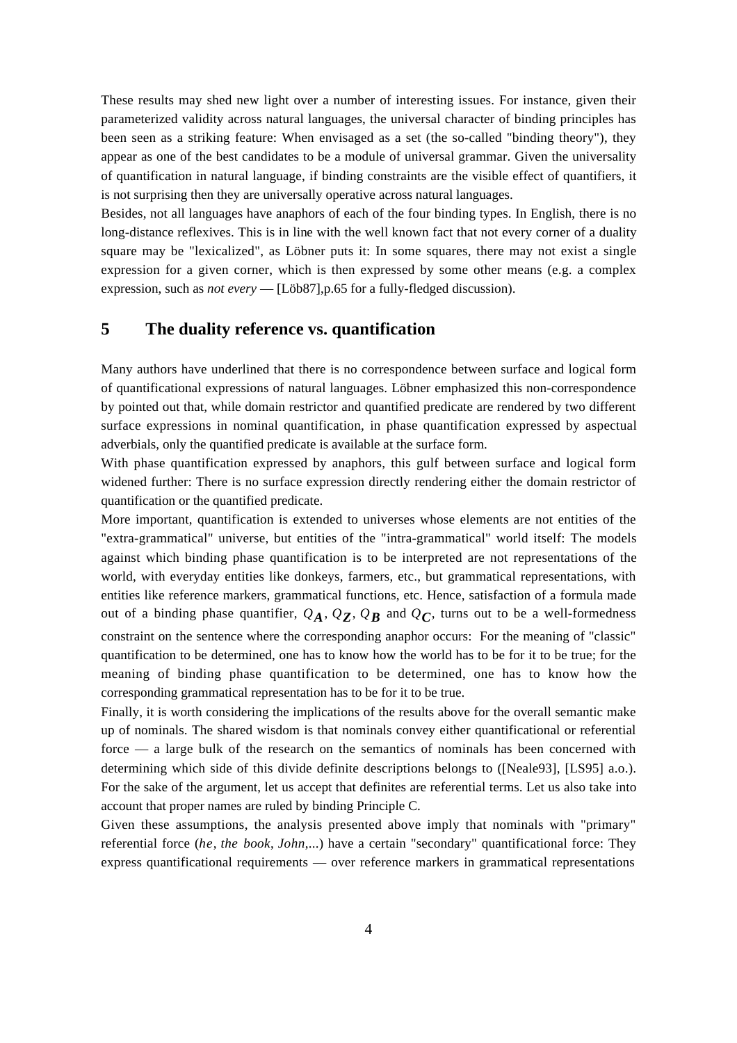These results may shed new light over a number of interesting issues. For instance, given their parameterized validity across natural languages, the universal character of binding principles has been seen as a striking feature: When envisaged as a set (the so-called "binding theory"), they appear as one of the best candidates to be a module of universal grammar. Given the universality of quantification in natural language, if binding constraints are the visible effect of quantifiers, it is not surprising then they are universally operative across natural languages.

Besides, not all languages have anaphors of each of the four binding types. In English, there is no long-distance reflexives. This is in line with the well known fact that not every corner of a duality square may be "lexicalized", as Löbner puts it: In some squares, there may not exist a single expression for a given corner, which is then expressed by some other means (e.g. a complex expression, such as *not every* — [Löb87],p.65 for a fully-fledged discussion).

## 5 The duality reference vs. quantification

Many authors have underlined that there is no correspondence between surface and logical form of quantificational expressions of natural languages. Löbner emphasized this non-correspondence by pointed out that, while domain restrictor and quantified predicate are rendered by two different surface expressions in nominal quantification, in phase quantification expressed by aspectual adverbials, only the quantified predicate is available at the surface form.

With phase quantification expressed by anaphors, this gulf between surface and logical form widened further: There is no surface expression directly rendering either the domain restrictor of quantification or the quantified predicate.

More important, quantification is extended to universes whose elements are not entities of the "extra-grammatical" universe, but entities of the "intra-grammatical" world itself: The models against which binding phase quantification is to be interpreted are not representations of the world, with everyday entities like donkeys, farmers, etc., but grammatical representations, with entities like reference markers, grammatical functions, etc. Hence, satisfaction of a formula made out of a binding phase quantifier, $Q_{\boldsymbol{A}}$, $Q_{\boldsymbol{Z}}$, $Q_{\boldsymbol{B}}$ and $Q_{\boldsymbol{C}}$, turns out to be a well-formedness constraint on the sentence where the corresponding anaphor occurs: For the meaning of "classic" quantification to be determined, one has to know how the world has to be for it to be true; for the meaning of binding phase quantification to be determined, one has to know how the corresponding grammatical representation has to be for it to be true.

Finally, it is worth considering the implications of the results above for the overall semantic make up of nominals. The shared wisdom is that nominals convey either quantificational or referential force — a large bulk of the research on the semantics of nominals has been concerned with determining which side of this divide definite descriptions belongs to ([Neale93], [LS95] a.o.). For the sake of the argument, let us accept that definites are referential terms. Let us also take into account that proper names are ruled by binding Principle C.

Given these assumptions, the analysis presented above imply that nominals with "primary" referential force (*he*, *the book*, *John*,...) have a certain "secondary" quantificational force: They express quantificational requirements — over reference markers in grammatical representations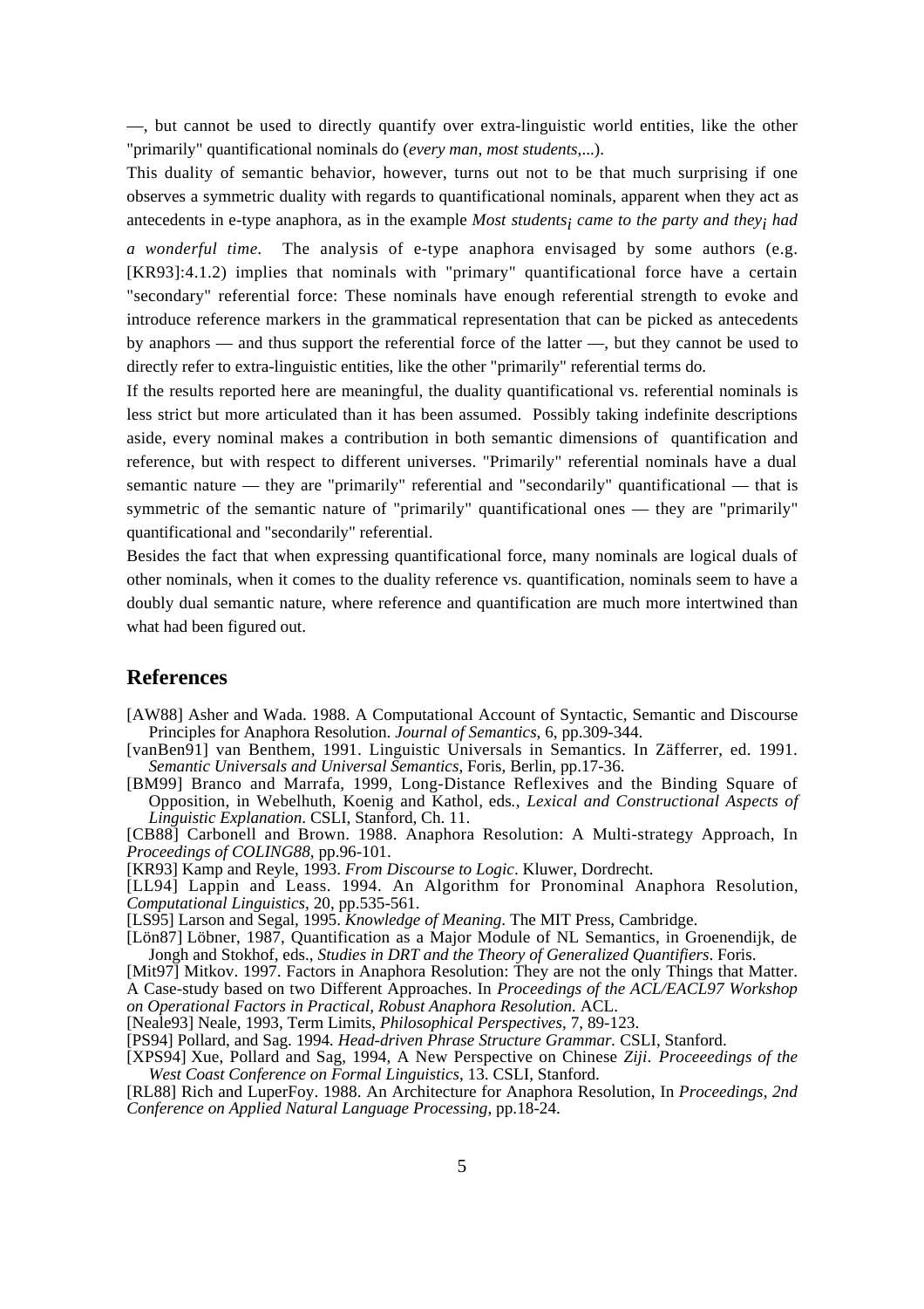—, but cannot be used to directly quantify over extra-linguistic world entities, like the other "primarily" quantificational nominals do (*every man*, *most students*,...).

This duality of semantic behavior, however, turns out not to be that much surprising if one observes a symmetric duality with regards to quantificational nominals, apparent when they act as antecedents in e-type anaphora, as in the example *Most students$_i$ came to the party and they$_i$ had a wonderful time.* The analysis of e-type anaphora envisaged by some authors (e.g. [KR93]:4.1.2) implies that nominals with "primary" quantificational force have a certain "secondary" referential force: These nominals have enough referential strength to evoke and introduce reference markers in the grammatical representation that can be picked as antecedents by anaphors — and thus support the referential force of the latter —, but they cannot be used to directly refer to extra-linguistic entities, like the other "primarily" referential terms do.

If the results reported here are meaningful, the duality quantificational vs. referential nominals is less strict but more articulated than it has been assumed. Possibly taking indefinite descriptions aside, every nominal makes a contribution in both semantic dimensions of quantification and reference, but with respect to different universes. "Primarily" referential nominals have a dual semantic nature — they are "primarily" referential and "secondarily" quantificational — that is symmetric of the semantic nature of "primarily" quantificational ones — they are "primarily" quantificational and "secondarily" referential.

Besides the fact that when expressing quantificational force, many nominals are logical duals of other nominals, when it comes to the duality reference vs. quantification, nominals seem to have a doubly dual semantic nature, where reference and quantification are much more intertwined than what had been figured out.

## References

[AW88] Asher and Wada. 1988. A Computational Account of Syntactic, Semantic and Discourse Principles for Anaphora Resolution. *Journal of Semantics*, 6, pp.309-344.

[vanBen91] van Benthem, 1991. Linguistic Universals in Semantics. In Zäfferrer, ed. 1991. *Semantic Universals and Universal Semantics*, Foris, Berlin, pp.17-36.

[BM99] Branco and Marrafa, 1999, Long-Distance Reflexives and the Binding Square of Opposition, in Webelhuth, Koenig and Kathol, eds*., Lexical and Constructional Aspects of Linguistic Explanation*. CSLI, Stanford, Ch. 11.

[CB88] Carbonell and Brown. 1988. Anaphora Resolution: A Multi-strategy Approach, In *Proceedings of COLING88*, pp.96-101.

[KR93] Kamp and Reyle, 1993. *From Discourse to Logic*. Kluwer, Dordrecht.

[LL94] Lappin and Leass. 1994. An Algorithm for Pronominal Anaphora Resolution, *Computational Linguistics*, 20, pp.535-561.

[LS95] Larson and Segal, 1995. *Knowledge of Meaning*. The MIT Press, Cambridge.

[Lön87] Löbner, 1987, Quantification as a Major Module of NL Semantics, in Groenendijk, de Jongh and Stokhof, eds., *Studies in DRT and the Theory of Generalized Quantifiers*. Foris.

[Mit97] Mitkov. 1997. Factors in Anaphora Resolution: They are not the only Things that Matter. A Case-study based on two Different Approaches. In *Proceedings of the ACL/EACL97 Workshop on Operational Factors in Practical, Robust Anaphora Resolution.* ACL.

[Neale93] Neale, 1993, Term Limits, *Philosophical Perspectives*, 7, 89-123.

[PS94] Pollard, and Sag. 1994*. Head-driven Phrase Structure Grammar*. CSLI, Stanford.

[XPS94] Xue, Pollard and Sag, 1994, A New Perspective on Chinese *Ziji*. *Proceeedings of the West Coast Conference on Formal Linguistics*, 13. CSLI, Stanford.

[RL88] Rich and LuperFoy. 1988. An Architecture for Anaphora Resolution, In *Proceedings, 2nd Conference on Applied Natural Language Processing*, pp.18-24.